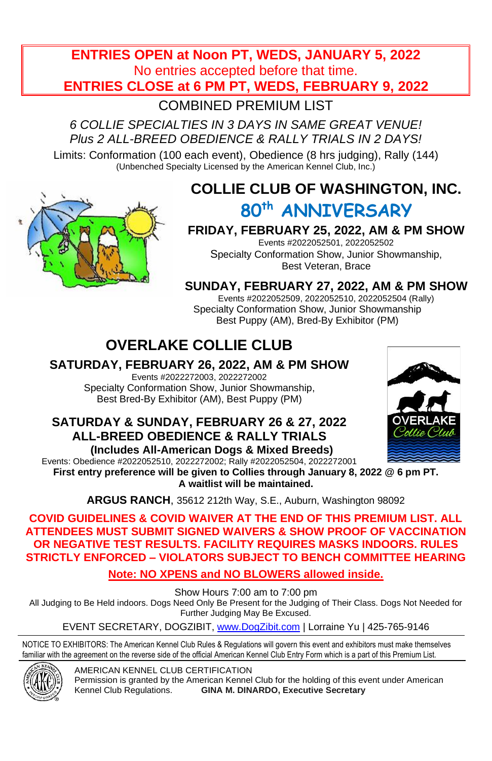**ENTRIES OPEN at Noon PT, WEDS, JANUARY 5, 2022**
No entries accepted before that time.
**ENTRIES CLOSE at 6 PM PT, WEDS, FEBRUARY 9, 2022**

COMBINED PREMIUM LIST

*6 COLLIE SPECIALTIES IN 3 DAYS IN SAME GREAT VENUE!*
*Plus 2 ALL-BREED OBEDIENCE & RALLY TRIALS IN 2 DAYS!*

Limits: Conformation (100 each event), Obedience (8 hrs judging), Rally (144)
(Unbenched Specialty Licensed by the American Kennel Club, Inc.)

# COLLIE CLUB OF WASHINGTON, INC.

## 80th ANNIVERSARY

### FRIDAY, FEBRUARY 25, 2022, AM & PM SHOW

Events #2022052501, 2022052502
Specialty Conformation Show, Junior Showmanship,
Best Veteran, Brace

### SUNDAY, FEBRUARY 27, 2022, AM & PM SHOW

Events #2022052509, 2022052510, 2022052504 (Rally)
Specialty Conformation Show, Junior Showmanship
Best Puppy (AM), Bred-By Exhibitor (PM)

# OVERLAKE COLLIE CLUB

### SATURDAY, FEBRUARY 26, 2022, AM & PM SHOW

Events #2022272003, 2022272002
Specialty Conformation Show, Junior Showmanship,
Best Bred-By Exhibitor (AM), Best Puppy (PM)

### SATURDAY & SUNDAY, FEBRUARY 26 & 27, 2022
### ALL-BREED OBEDIENCE & RALLY TRIALS

**(Includes All-American Dogs & Mixed Breeds)**

Events: Obedience #2022052510, 2022272002; Rally #2022052504, 2022272001

**First entry preference will be given to Collies through January 8, 2022 @ 6 pm PT.**
**A waitlist will be maintained.**

**ARGUS RANCH**, 35612 212th Way, S.E., Auburn, Washington 98092

**COVID GUIDELINES & COVID WAIVER AT THE END OF THIS PREMIUM LIST. ALL ATTENDEES MUST SUBMIT SIGNED WAIVERS & SHOW PROOF OF VACCINATION OR NEGATIVE TEST RESULTS. FACILITY REQUIRES MASKS INDOORS. RULES STRICTLY ENFORCED – VIOLATORS SUBJECT TO BENCH COMMITTEE HEARING**

**Note: NO XPENS and NO BLOWERS allowed inside.**

Show Hours 7:00 am to 7:00 pm
All Judging to Be Held indoors. Dogs Need Only Be Present for the Judging of Their Class. Dogs Not Needed for Further Judging May Be Excused.

EVENT SECRETARY, DOGZIBIT, www.DogZibit.com | Lorraine Yu | 425-765-9146

NOTICE TO EXHIBITORS: The American Kennel Club Rules & Regulations will govern this event and exhibitors must make themselves familiar with the agreement on the reverse side of the official American Kennel Club Entry Form which is a part of this Premium List.

AMERICAN KENNEL CLUB CERTIFICATION
Permission is granted by the American Kennel Club for the holding of this event under American Kennel Club Regulations. **GINA M. DINARDO, Executive Secretary**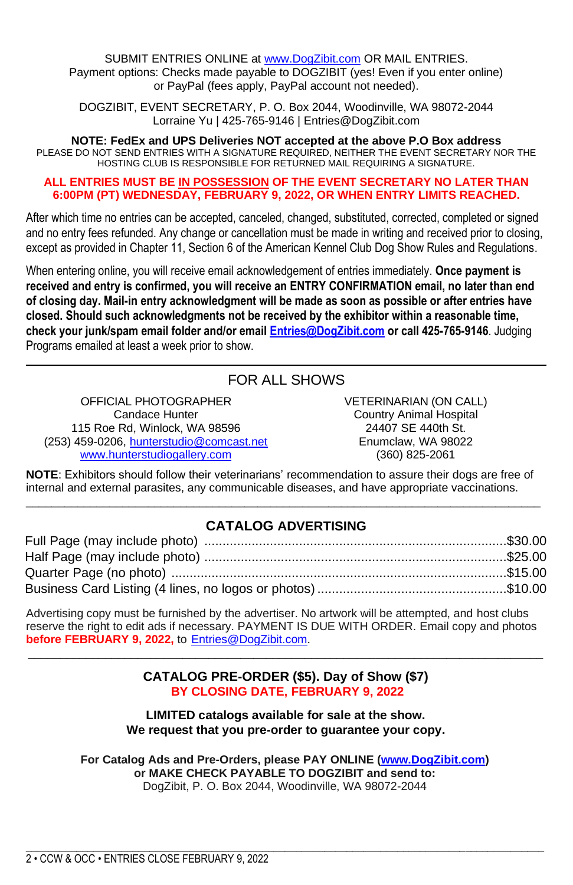SUBMIT ENTRIES ONLINE at www.DogZibit.com OR MAIL ENTRIES.
Payment options: Checks made payable to DOGZIBIT (yes! Even if you enter online) or PayPal (fees apply, PayPal account not needed).

DOGZIBIT, EVENT SECRETARY, P. O. Box 2044, Woodinville, WA 98072-2044
Lorraine Yu | 425-765-9146 | Entries@DogZibit.com

**NOTE: FedEx and UPS Deliveries NOT accepted at the above P.O Box address**
PLEASE DO NOT SEND ENTRIES WITH A SIGNATURE REQUIRED, NEITHER THE EVENT SECRETARY NOR THE HOSTING CLUB IS RESPONSIBLE FOR RETURNED MAIL REQUIRING A SIGNATURE.

**ALL ENTRIES MUST BE IN POSSESSION OF THE EVENT SECRETARY NO LATER THAN 6:00PM (PT) WEDNESDAY, FEBRUARY 9, 2022, OR WHEN ENTRY LIMITS REACHED.**

After which time no entries can be accepted, canceled, changed, substituted, corrected, completed or signed and no entry fees refunded. Any change or cancellation must be made in writing and received prior to closing, except as provided in Chapter 11, Section 6 of the American Kennel Club Dog Show Rules and Regulations.

When entering online, you will receive email acknowledgement of entries immediately. **Once payment is received and entry is confirmed, you will receive an ENTRY CONFIRMATION email, no later than end of closing day. Mail-in entry acknowledgment will be made as soon as possible or after entries have closed. Should such acknowledgments not be received by the exhibitor within a reasonable time, check your junk/spam email folder and/or email Entries@DogZibit.com or call 425-765-9146**. Judging Programs emailed at least a week prior to show.

## FOR ALL SHOWS

OFFICIAL PHOTOGRAPHER
Candace Hunter
115 Roe Rd, Winlock, WA 98596
(253) 459-0206, hunterstudio@comcast.net
www.hunterstudiogallery.com

VETERINARIAN (ON CALL)
Country Animal Hospital
24407 SE 440th St.
Enumclaw, WA 98022
(360) 825-2061

**NOTE**: Exhibitors should follow their veterinarians' recommendation to assure their dogs are free of internal and external parasites, any communicable diseases, and have appropriate vaccinations.

## CATALOG ADVERTISING

| Item | Price |
|---|---|
| Full Page (may include photo) | $30.00 |
| Half Page (may include photo) | $25.00 |
| Quarter Page (no photo) | $15.00 |
| Business Card Listing (4 lines, no logos or photos) | $10.00 |

Advertising copy must be furnished by the advertiser. No artwork will be attempted, and host clubs reserve the right to edit ads if necessary. PAYMENT IS DUE WITH ORDER. Email copy and photos **before FEBRUARY 9, 2022,** to Entries@DogZibit.com.

**CATALOG PRE-ORDER ($5). Day of Show ($7)**
**BY CLOSING DATE, FEBRUARY 9, 2022**

**LIMITED catalogs available for sale at the show.**
**We request that you pre-order to guarantee your copy.**

**For Catalog Ads and Pre-Orders, please PAY ONLINE (www.DogZibit.com) or MAKE CHECK PAYABLE TO DOGZIBIT and send to:**
DogZibit, P. O. Box 2044, Woodinville, WA 98072-2044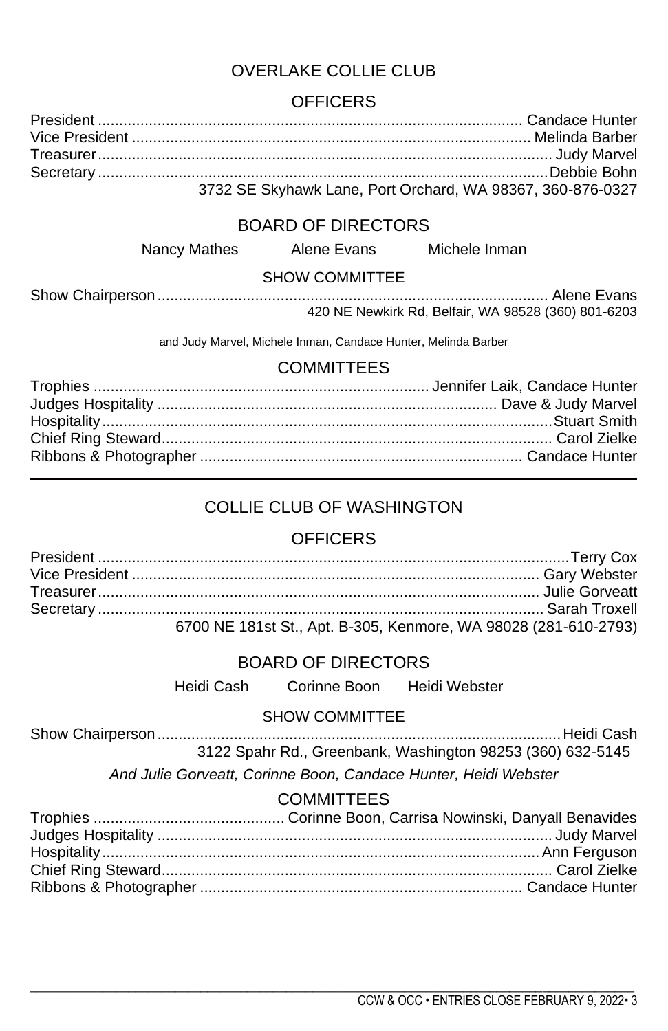# OVERLAKE COLLIE CLUB

## OFFICERS

President ................................................................................................ Candace Hunter
Vice President ......................................................................................... Melinda Barber
Treasurer..................................................................................................... Judy Marvel
Secretary......................................................................................................Debbie Bohn
3732 SE Skyhawk Lane, Port Orchard, WA 98367, 360-876-0327

## BOARD OF DIRECTORS

Nancy Mathes     Alene Evans     Michele Inman

### SHOW COMMITTEE

Show Chairperson......................................................................................... Alene Evans
420 NE Newkirk Rd, Belfair, WA 98528 (360) 801-6203

and Judy Marvel, Michele Inman, Candace Hunter, Melinda Barber

## COMMITTEES

Trophies ........................................................................... Jennifer Laik, Candace Hunter
Judges Hospitality ........................................................................... Dave & Judy Marvel
Hospitality......................................................................................................Stuart Smith
Chief Ring Steward......................................................................................... Carol Zielke
Ribbons & Photographer ......................................................................... Candace Hunter

---

# COLLIE CLUB OF WASHINGTON

## OFFICERS

President .........................................................................................................Terry Cox
Vice President ........................................................................................... Gary Webster
Treasurer.................................................................................................... Julie Gorveatt
Secretary..................................................................................................... Sarah Troxell
6700 NE 181st St., Apt. B-305, Kenmore, WA 98028 (281-610-2793)

## BOARD OF DIRECTORS

Heidi Cash     Corinne Boon     Heidi Webster

### SHOW COMMITTEE

Show Chairperson.........................................................................................Heidi Cash
3122 Spahr Rd., Greenbank, Washington 98253 (360) 632-5145

*And Julie Gorveatt, Corinne Boon, Candace Hunter, Heidi Webster*

## COMMITTEES

Trophies .......................................... Corinne Boon, Carrisa Nowinski, Danyall Benavides
Judges Hospitality ......................................................................................... Judy Marvel
Hospitality.................................................................................................. Ann Ferguson
Chief Ring Steward......................................................................................... Carol Zielke
Ribbons & Photographer ......................................................................... Candace Hunter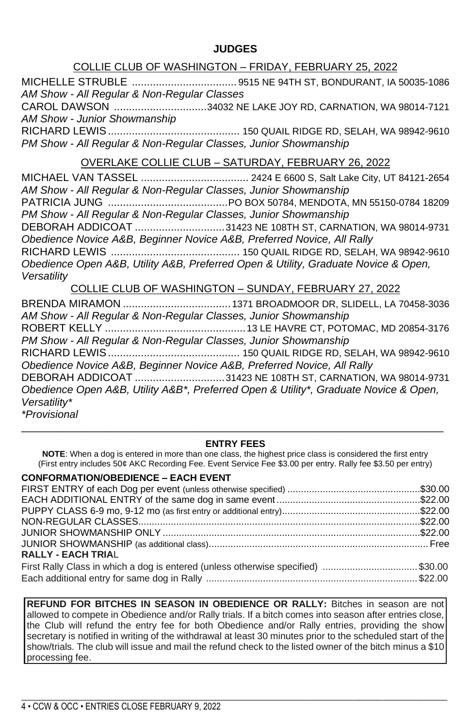## JUDGES

### COLLIE CLUB OF WASHINGTON – FRIDAY, FEBRUARY 25, 2022

MICHELLE STRUBLE ................................... 9515 NE 94TH ST, BONDURANT, IA 50035-1086
*AM Show - All Regular & Non-Regular Classes*

CAROL DAWSON ...............................34032 NE LAKE JOY RD, CARNATION, WA 98014-7121
*AM Show - Junior Showmanship*

RICHARD LEWIS............................................ 150 QUAIL RIDGE RD, SELAH, WA 98942-9610
*PM Show - All Regular & Non-Regular Classes, Junior Showmanship*

### OVERLAKE COLLIE CLUB – SATURDAY, FEBRUARY 26, 2022

MICHAEL VAN TASSEL .................................... 2424 E 6600 S, Salt Lake City, UT 84121-2654
*AM Show - All Regular & Non-Regular Classes, Junior Showmanship*

PATRICIA JUNG ........................................PO BOX 50784, MENDOTA, MN 55150-0784 18209
*PM Show - All Regular & Non-Regular Classes, Junior Showmanship*

DEBORAH ADDICOAT ..............................31423 NE 108TH ST, CARNATION, WA 98014-9731
*Obedience Novice A&B, Beginner Novice A&B, Preferred Novice, All Rally*

RICHARD LEWIS ........................................... 150 QUAIL RIDGE RD, SELAH, WA 98942-9610
*Obedience Open A&B, Utility A&B, Preferred Open & Utility, Graduate Novice & Open, Versatility*

### COLLIE CLUB OF WASHINGTON – SUNDAY, FEBRUARY 27, 2022

BRENDA MIRAMON ....................................1371 BROADMOOR DR, SLIDELL, LA 70458-3036
*AM Show - All Regular & Non-Regular Classes, Junior Showmanship*

ROBERT KELLY ...............................................13 LE HAVRE CT, POTOMAC, MD 20854-3176
*PM Show - All Regular & Non-Regular Classes, Junior Showmanship*

RICHARD LEWIS............................................ 150 QUAIL RIDGE RD, SELAH, WA 98942-9610
*Obedience Novice A&B, Beginner Novice A&B, Preferred Novice, All Rally*

DEBORAH ADDICOAT ..............................31423 NE 108TH ST, CARNATION, WA 98014-9731
*Obedience Open A&B, Utility A&B*, Preferred Open & Utility*, Graduate Novice & Open, Versatility**

**Provisional*

---

## ENTRY FEES

**NOTE**: When a dog is entered in more than one class, the highest price class is considered the first entry
(First entry includes 50¢ AKC Recording Fee. Event Service Fee $3.00 per entry. Rally fee $3.50 per entry)

**CONFORMATION/OBEDIENCE – EACH EVENT**

| | |
|---|---|
| FIRST ENTRY of each Dog per event (unless otherwise specified) | $30.00 |
| EACH ADDITIONAL ENTRY of the same dog in same event | $22.00 |
| PUPPY CLASS 6-9 mo, 9-12 mo (as first entry or additional entry) | $22.00 |
| NON-REGULAR CLASSES | $22.00 |
| JUNIOR SHOWMANSHIP ONLY | $22.00 |
| JUNIOR SHOWMANSHIP (as additional class) | Free |

**RALLY - EACH TRIAL**

| | |
|---|---|
| First Rally Class in which a dog is entered (unless otherwise specified) | $30.00 |
| Each additional entry for same dog in Rally | $22.00 |

**REFUND FOR BITCHES IN SEASON IN OBEDIENCE OR RALLY:** Bitches in season are not allowed to compete in Obedience and/or Rally trials. If a bitch comes into season after entries close, the Club will refund the entry fee for both Obedience and/or Rally entries, providing the show secretary is notified in writing of the withdrawal at least 30 minutes prior to the scheduled start of the show/trials. The club will issue and mail the refund check to the listed owner of the bitch minus a $10 processing fee.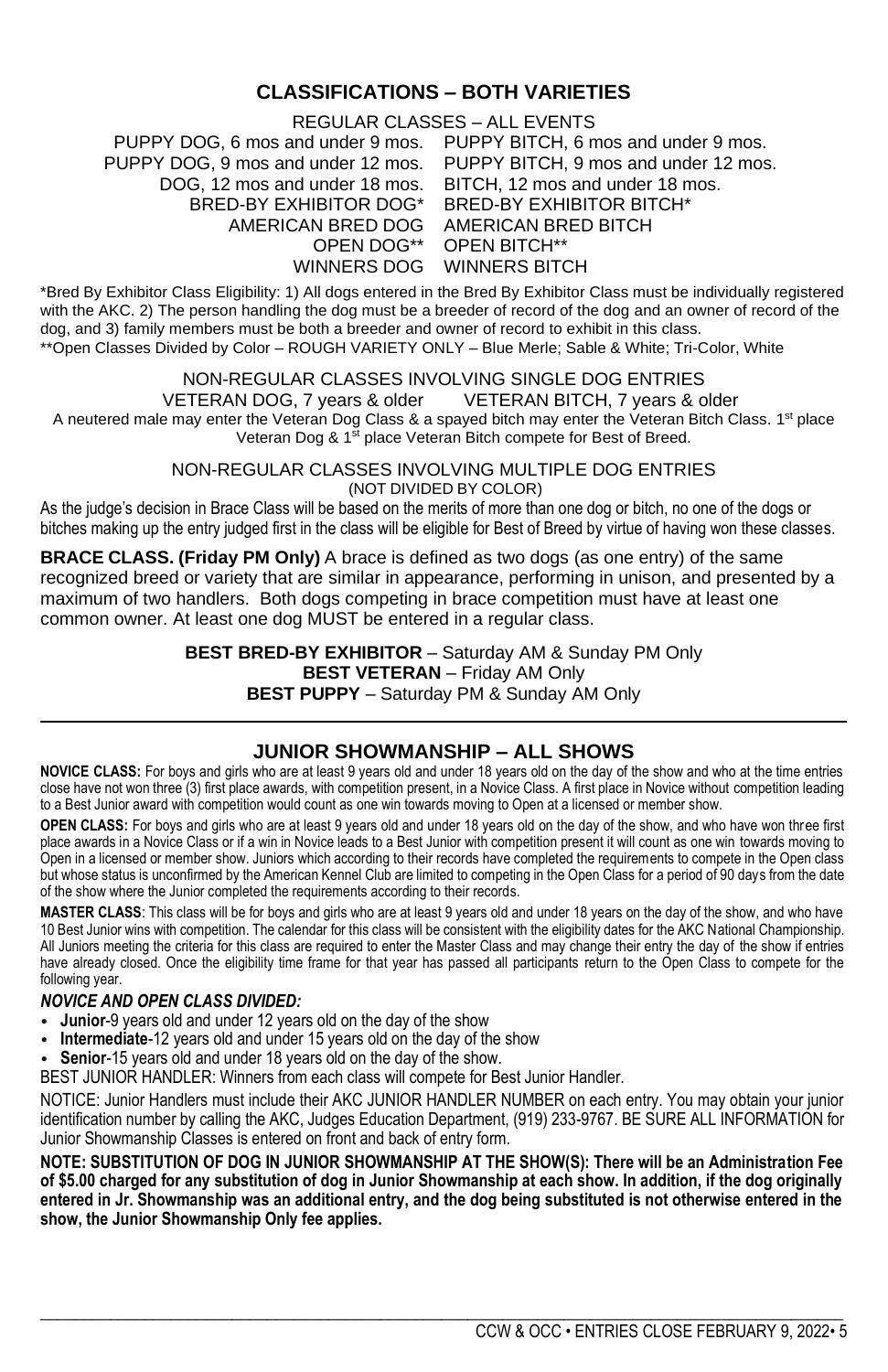## CLASSIFICATIONS – BOTH VARIETIES

REGULAR CLASSES – ALL EVENTS

| | |
|---|---|
| PUPPY DOG, 6 mos and under 9 mos. | PUPPY BITCH, 6 mos and under 9 mos. |
| PUPPY DOG, 9 mos and under 12 mos. | PUPPY BITCH, 9 mos and under 12 mos. |
| DOG, 12 mos and under 18 mos. | BITCH, 12 mos and under 18 mos. |
| BRED-BY EXHIBITOR DOG* | BRED-BY EXHIBITOR BITCH* |
| AMERICAN BRED DOG | AMERICAN BRED BITCH |
| OPEN DOG** | OPEN BITCH** |
| WINNERS DOG | WINNERS BITCH |

*Bred By Exhibitor Class Eligibility: 1) All dogs entered in the Bred By Exhibitor Class must be individually registered with the AKC. 2) The person handling the dog must be a breeder of record of the dog and an owner of record of the dog, and 3) family members must be both a breeder and owner of record to exhibit in this class.
**Open Classes Divided by Color – ROUGH VARIETY ONLY – Blue Merle; Sable & White; Tri-Color, White

NON-REGULAR CLASSES INVOLVING SINGLE DOG ENTRIES

VETERAN DOG, 7 years & older VETERAN BITCH, 7 years & older

A neutered male may enter the Veteran Dog Class & a spayed bitch may enter the Veteran Bitch Class. 1st place Veteran Dog & 1st place Veteran Bitch compete for Best of Breed.

NON-REGULAR CLASSES INVOLVING MULTIPLE DOG ENTRIES
(NOT DIVIDED BY COLOR)

As the judge's decision in Brace Class will be based on the merits of more than one dog or bitch, no one of the dogs or bitches making up the entry judged first in the class will be eligible for Best of Breed by virtue of having won these classes.

**BRACE CLASS. (Friday PM Only)** A brace is defined as two dogs (as one entry) of the same recognized breed or variety that are similar in appearance, performing in unison, and presented by a maximum of two handlers. Both dogs competing in brace competition must have at least one common owner. At least one dog MUST be entered in a regular class.

**BEST BRED-BY EXHIBITOR** – Saturday AM & Sunday PM Only
**BEST VETERAN** – Friday AM Only
**BEST PUPPY** – Saturday PM & Sunday AM Only

---

## JUNIOR SHOWMANSHIP – ALL SHOWS

**NOVICE CLASS:** For boys and girls who are at least 9 years old and under 18 years old on the day of the show and who at the time entries close have not won three (3) first place awards, with competition present, in a Novice Class. A first place in Novice without competition leading to a Best Junior award with competition would count as one win towards moving to Open at a licensed or member show.

**OPEN CLASS:** For boys and girls who are at least 9 years old and under 18 years old on the day of the show, and who have won three first place awards in a Novice Class or if a win in Novice leads to a Best Junior with competition present it will count as one win towards moving to Open in a licensed or member show. Juniors which according to their records have completed the requirements to compete in the Open class but whose status is unconfirmed by the American Kennel Club are limited to competing in the Open Class for a period of 90 days from the date of the show where the Junior completed the requirements according to their records.

**MASTER CLASS**: This class will be for boys and girls who are at least 9 years old and under 18 years on the day of the show, and who have 10 Best Junior wins with competition. The calendar for this class will be consistent with the eligibility dates for the AKC National Championship. All Juniors meeting the criteria for this class are required to enter the Master Class and may change their entry the day of the show if entries have already closed. Once the eligibility time frame for that year has passed all participants return to the Open Class to compete for the following year.

***NOVICE AND OPEN CLASS DIVIDED:***

- **Junior**-9 years old and under 12 years old on the day of the show
- **Intermediate**-12 years old and under 15 years old on the day of the show
- **Senior**-15 years old and under 18 years old on the day of the show.

BEST JUNIOR HANDLER: Winners from each class will compete for Best Junior Handler.

NOTICE: Junior Handlers must include their AKC JUNIOR HANDLER NUMBER on each entry. You may obtain your junior identification number by calling the AKC, Judges Education Department, (919) 233-9767. BE SURE ALL INFORMATION for Junior Showmanship Classes is entered on front and back of entry form.

**NOTE: SUBSTITUTION OF DOG IN JUNIOR SHOWMANSHIP AT THE SHOW(S): There will be an Administration Fee of $5.00 charged for any substitution of dog in Junior Showmanship at each show. In addition, if the dog originally entered in Jr. Showmanship was an additional entry, and the dog being substituted is not otherwise entered in the show, the Junior Showmanship Only fee applies.**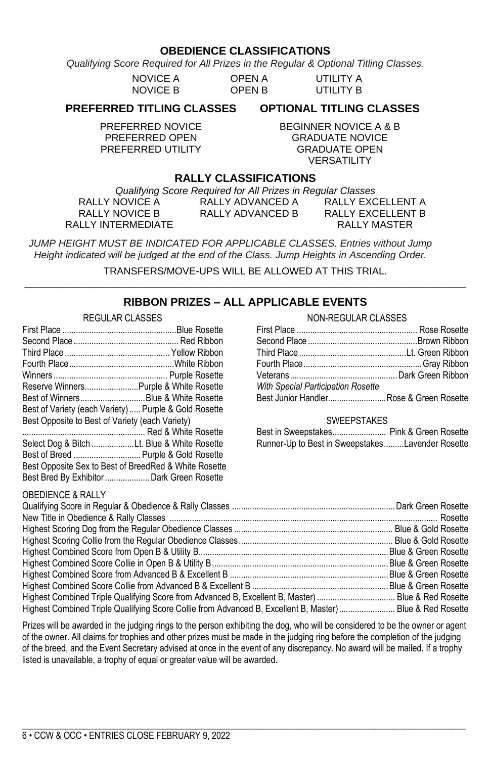## OBEDIENCE CLASSIFICATIONS

*Qualifying Score Required for All Prizes in the Regular & Optional Titling Classes.*

| | | |
|---|---|---|
| NOVICE A | OPEN A | UTILITY A |
| NOVICE B | OPEN B | UTILITY B |

### PREFERRED TITLING CLASSES

PREFERRED NOVICE
PREFERRED OPEN
PREFERRED UTILITY

### OPTIONAL TITLING CLASSES

BEGINNER NOVICE A & B
GRADUATE NOVICE
GRADUATE OPEN
VERSATILITY

## RALLY CLASSIFICATIONS

*Qualifying Score Required for All Prizes in Regular Classes*

| | | |
|---|---|---|
| RALLY NOVICE A | RALLY ADVANCED A | RALLY EXCELLENT A |
| RALLY NOVICE B | RALLY ADVANCED B | RALLY EXCELLENT B |
| RALLY INTERMEDIATE | | RALLY MASTER |

*JUMP HEIGHT MUST BE INDICATED FOR APPLICABLE CLASSES. Entries without Jump Height indicated will be judged at the end of the Class. Jump Heights in Ascending Order.*

TRANSFERS/MOVE-UPS WILL BE ALLOWED AT THIS TRIAL.

---

## RIBBON PRIZES – ALL APPLICABLE EVENTS

### REGULAR CLASSES

| | |
|---|---|
| First Place | Blue Rosette |
| Second Place | Red Ribbon |
| Third Place | Yellow Ribbon |
| Fourth Place | White Ribbon |
| Winners | Purple Rosette |
| Reserve Winners | Purple & White Rosette |
| Best of Winners | Blue & White Rosette |
| Best of Variety (each Variety) | Purple & Gold Rosette |
| Best Opposite to Best of Variety (each Variety) | Red & White Rosette |
| Select Dog & Bitch | Lt. Blue & White Rosette |
| Best of Breed | Purple & Gold Rosette |
| Best Opposite Sex to Best of Breed | Red & White Rosette |
| Best Bred By Exhibitor | Dark Green Rosette |

### NON-REGULAR CLASSES

| | |
|---|---|
| First Place | Rose Rosette |
| Second Place | Brown Ribbon |
| Third Place | Lt. Green Ribbon |
| Fourth Place | Gray Ribbon |
| Veterans | Dark Green Ribbon |
| *With Special Participation Rosette* | |
| Best Junior Handler | Rose & Green Rosette |

### SWEEPSTAKES

| | |
|---|---|
| Best in Sweepstakes | Pink & Green Rosette |
| Runner-Up to Best in Sweepstakes | Lavender Rosette |

### OBEDIENCE & RALLY

| | |
|---|---|
| Qualifying Score in Regular & Obedience & Rally Classes | Dark Green Rosette |
| New Title in Obedience & Rally Classes | Rosette |
| Highest Scoring Dog from the Regular Obedience Classes | Blue & Gold Rosette |
| Highest Scoring Collie from the Regular Obedience Classes | Blue & Gold Rosette |
| Highest Combined Score from Open B & Utility B | Blue & Green Rosette |
| Highest Combined Score Collie in Open B & Utility B | Blue & Green Rosette |
| Highest Combined Score from Advanced B & Excellent B | Blue & Green Rosette |
| Highest Combined Score Collie from Advanced B & Excellent B | Blue & Green Rosette |
| Highest Combined Triple Qualifying Score from Advanced B, Excellent B, Master) | Blue & Red Rosette |
| Highest Combined Triple Qualifying Score Collie from Advanced B, Excellent B, Master) | Blue & Red Rosette |

Prizes will be awarded in the judging rings to the person exhibiting the dog, who will be considered to be the owner or agent of the owner. All claims for trophies and other prizes must be made in the judging ring before the completion of the judging of the breed, and the Event Secretary advised at once in the event of any discrepancy. No award will be mailed. If a trophy listed is unavailable, a trophy of equal or greater value will be awarded.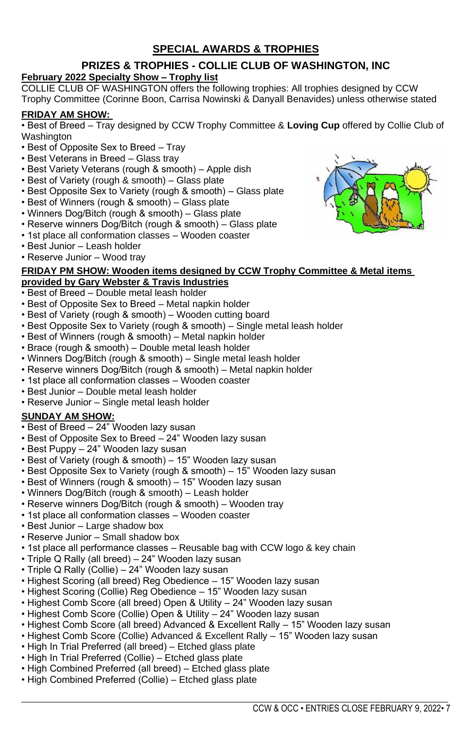# SPECIAL AWARDS & TROPHIES

## PRIZES & TROPHIES - COLLIE CLUB OF WASHINGTON, INC

**February 2022 Specialty Show – Trophy list**

COLLIE CLUB OF WASHINGTON offers the following trophies: All trophies designed by CCW Trophy Committee (Corinne Boon, Carrisa Nowinski & Danyall Benavides) unless otherwise stated

### FRIDAY AM SHOW:

- Best of Breed – Tray designed by CCW Trophy Committee & **Loving Cup** offered by Collie Club of Washington
- Best of Opposite Sex to Breed – Tray
- Best Veterans in Breed – Glass tray
- Best Variety Veterans (rough & smooth) – Apple dish
- Best of Variety (rough & smooth) – Glass plate
- Best Opposite Sex to Variety (rough & smooth) – Glass plate
- Best of Winners (rough & smooth) – Glass plate
- Winners Dog/Bitch (rough & smooth) – Glass plate
- Reserve winners Dog/Bitch (rough & smooth) – Glass plate
- 1st place all conformation classes – Wooden coaster
- Best Junior – Leash holder
- Reserve Junior – Wood tray

### FRIDAY PM SHOW: Wooden items designed by CCW Trophy Committee & Metal items provided by Gary Webster & Travis Industries

- Best of Breed – Double metal leash holder
- Best of Opposite Sex to Breed – Metal napkin holder
- Best of Variety (rough & smooth) – Wooden cutting board
- Best Opposite Sex to Variety (rough & smooth) – Single metal leash holder
- Best of Winners (rough & smooth) – Metal napkin holder
- Brace (rough & smooth) – Double metal leash holder
- Winners Dog/Bitch (rough & smooth) – Single metal leash holder
- Reserve winners Dog/Bitch (rough & smooth) – Metal napkin holder
- 1st place all conformation classes – Wooden coaster
- Best Junior – Double metal leash holder
- Reserve Junior – Single metal leash holder

### SUNDAY AM SHOW:

- Best of Breed – 24" Wooden lazy susan
- Best of Opposite Sex to Breed – 24" Wooden lazy susan
- Best Puppy – 24" Wooden lazy susan
- Best of Variety (rough & smooth) – 15" Wooden lazy susan
- Best Opposite Sex to Variety (rough & smooth) – 15" Wooden lazy susan
- Best of Winners (rough & smooth) – 15" Wooden lazy susan
- Winners Dog/Bitch (rough & smooth) – Leash holder
- Reserve winners Dog/Bitch (rough & smooth) – Wooden tray
- 1st place all conformation classes – Wooden coaster
- Best Junior – Large shadow box
- Reserve Junior – Small shadow box
- 1st place all performance classes – Reusable bag with CCW logo & key chain
- Triple Q Rally (all breed) – 24" Wooden lazy susan
- Triple Q Rally (Collie) – 24" Wooden lazy susan
- Highest Scoring (all breed) Reg Obedience – 15" Wooden lazy susan
- Highest Scoring (Collie) Reg Obedience – 15" Wooden lazy susan
- Highest Comb Score (all breed) Open & Utility – 24" Wooden lazy susan
- Highest Comb Score (Collie) Open & Utility – 24" Wooden lazy susan
- Highest Comb Score (all breed) Advanced & Excellent Rally – 15" Wooden lazy susan
- Highest Comb Score (Collie) Advanced & Excellent Rally – 15" Wooden lazy susan
- High In Trial Preferred (all breed) – Etched glass plate
- High In Trial Preferred (Collie) – Etched glass plate
- High Combined Preferred (all breed) – Etched glass plate
- High Combined Preferred (Collie) – Etched glass plate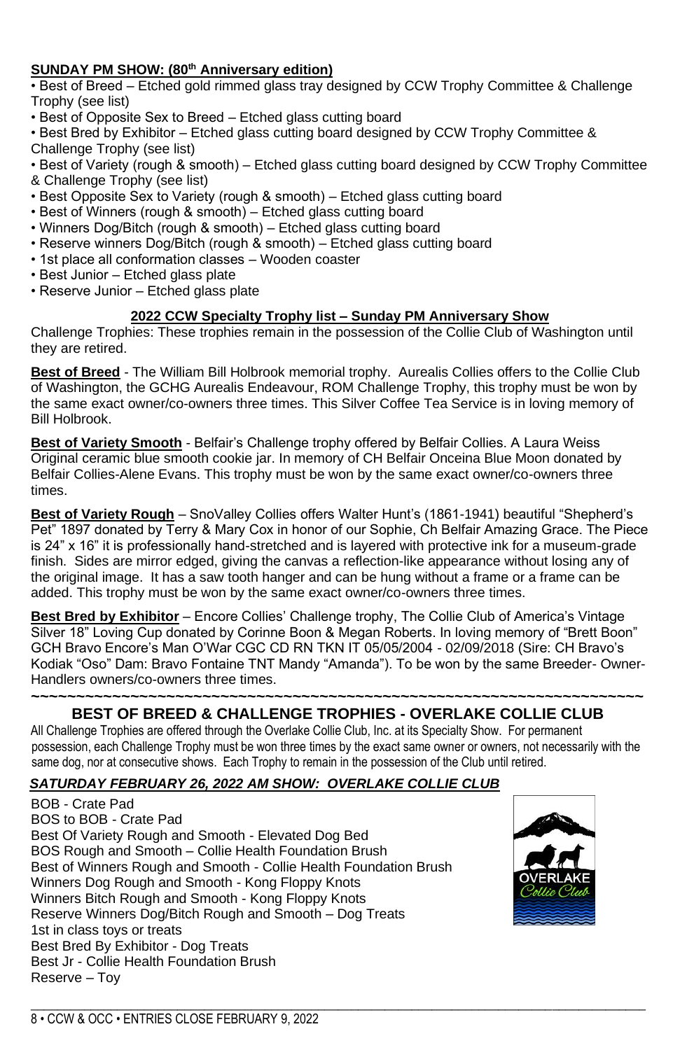**SUNDAY PM SHOW: (80th Anniversary edition)**

- Best of Breed – Etched gold rimmed glass tray designed by CCW Trophy Committee & Challenge Trophy (see list)
- Best of Opposite Sex to Breed – Etched glass cutting board
- Best Bred by Exhibitor – Etched glass cutting board designed by CCW Trophy Committee & Challenge Trophy (see list)
- Best of Variety (rough & smooth) – Etched glass cutting board designed by CCW Trophy Committee & Challenge Trophy (see list)
- Best Opposite Sex to Variety (rough & smooth) – Etched glass cutting board
- Best of Winners (rough & smooth) – Etched glass cutting board
- Winners Dog/Bitch (rough & smooth) – Etched glass cutting board
- Reserve winners Dog/Bitch (rough & smooth) – Etched glass cutting board
- 1st place all conformation classes – Wooden coaster
- Best Junior – Etched glass plate
- Reserve Junior – Etched glass plate

**2022 CCW Specialty Trophy list – Sunday PM Anniversary Show**

Challenge Trophies: These trophies remain in the possession of the Collie Club of Washington until they are retired.

**Best of Breed** - The William Bill Holbrook memorial trophy. Aurealis Collies offers to the Collie Club of Washington, the GCHG Aurealis Endeavour, ROM Challenge Trophy, this trophy must be won by the same exact owner/co-owners three times. This Silver Coffee Tea Service is in loving memory of Bill Holbrook.

**Best of Variety Smooth** - Belfair's Challenge trophy offered by Belfair Collies. A Laura Weiss Original ceramic blue smooth cookie jar. In memory of CH Belfair Onceina Blue Moon donated by Belfair Collies-Alene Evans. This trophy must be won by the same exact owner/co-owners three times.

**Best of Variety Rough** – SnoValley Collies offers Walter Hunt's (1861-1941) beautiful "Shepherd's Pet" 1897 donated by Terry & Mary Cox in honor of our Sophie, Ch Belfair Amazing Grace. The Piece is 24" x 16" it is professionally hand-stretched and is layered with protective ink for a museum-grade finish. Sides are mirror edged, giving the canvas a reflection-like appearance without losing any of the original image. It has a saw tooth hanger and can be hung without a frame or a frame can be added. This trophy must be won by the same exact owner/co-owners three times.

**Best Bred by Exhibitor** – Encore Collies' Challenge trophy, The Collie Club of America's Vintage Silver 18" Loving Cup donated by Corinne Boon & Megan Roberts. In loving memory of "Brett Boon" GCH Bravo Encore's Man O'War CGC CD RN TKN IT 05/05/2004 - 02/09/2018 (Sire: CH Bravo's Kodiak "Oso" Dam: Bravo Fontaine TNT Mandy "Amanda"). To be won by the same Breeder- Owner-Handlers owners/co-owners three times.

~~~~~~~~~~~~~~~~~~~~~~~~~~~~~~~~~~~~~~~~~~~~~~~~~~~~~~~~~~~~~~~~~~~~~~

## BEST OF BREED & CHALLENGE TROPHIES - OVERLAKE COLLIE CLUB

All Challenge Trophies are offered through the Overlake Collie Club, Inc. at its Specialty Show. For permanent possession, each Challenge Trophy must be won three times by the exact same owner or owners, not necessarily with the same dog, nor at consecutive shows. Each Trophy to remain in the possession of the Club until retired.

***SATURDAY FEBRUARY 26, 2022 AM SHOW: OVERLAKE COLLIE CLUB***

BOB - Crate Pad
BOS to BOB - Crate Pad
Best Of Variety Rough and Smooth - Elevated Dog Bed
BOS Rough and Smooth – Collie Health Foundation Brush
Best of Winners Rough and Smooth - Collie Health Foundation Brush
Winners Dog Rough and Smooth - Kong Floppy Knots
Winners Bitch Rough and Smooth - Kong Floppy Knots
Reserve Winners Dog/Bitch Rough and Smooth – Dog Treats
1st in class toys or treats
Best Bred By Exhibitor - Dog Treats
Best Jr - Collie Health Foundation Brush
Reserve – Toy

8 • CCW & OCC • ENTRIES CLOSE FEBRUARY 9, 2022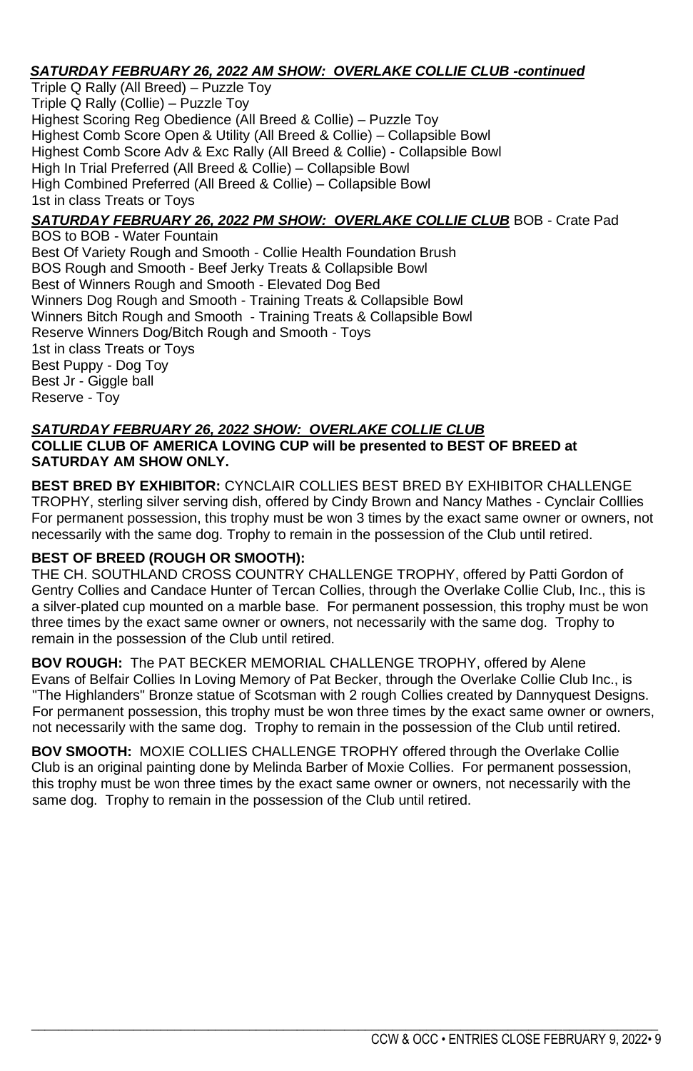***SATURDAY FEBRUARY 26, 2022 AM SHOW: OVERLAKE COLLIE CLUB -continued***

Triple Q Rally (All Breed) – Puzzle Toy
Triple Q Rally (Collie) – Puzzle Toy
Highest Scoring Reg Obedience (All Breed & Collie) – Puzzle Toy
Highest Comb Score Open & Utility (All Breed & Collie) – Collapsible Bowl
Highest Comb Score Adv & Exc Rally (All Breed & Collie) - Collapsible Bowl
High In Trial Preferred (All Breed & Collie) – Collapsible Bowl
High Combined Preferred (All Breed & Collie) – Collapsible Bowl
1st in class Treats or Toys

***SATURDAY FEBRUARY 26, 2022 PM SHOW: OVERLAKE COLLIE CLUB*** BOB - Crate Pad
BOS to BOB - Water Fountain
Best Of Variety Rough and Smooth - Collie Health Foundation Brush
BOS Rough and Smooth - Beef Jerky Treats & Collapsible Bowl
Best of Winners Rough and Smooth - Elevated Dog Bed
Winners Dog Rough and Smooth - Training Treats & Collapsible Bowl
Winners Bitch Rough and Smooth - Training Treats & Collapsible Bowl
Reserve Winners Dog/Bitch Rough and Smooth - Toys
1st in class Treats or Toys
Best Puppy - Dog Toy
Best Jr - Giggle ball
Reserve - Toy

***SATURDAY FEBRUARY 26, 2022 SHOW: OVERLAKE COLLIE CLUB***
**COLLIE CLUB OF AMERICA LOVING CUP will be presented to BEST OF BREED at SATURDAY AM SHOW ONLY.**

**BEST BRED BY EXHIBITOR:** CYNCLAIR COLLIES BEST BRED BY EXHIBITOR CHALLENGE TROPHY, sterling silver serving dish, offered by Cindy Brown and Nancy Mathes - Cynclair Colllies For permanent possession, this trophy must be won 3 times by the exact same owner or owners, not necessarily with the same dog. Trophy to remain in the possession of the Club until retired.

**BEST OF BREED (ROUGH OR SMOOTH):**
THE CH. SOUTHLAND CROSS COUNTRY CHALLENGE TROPHY, offered by Patti Gordon of Gentry Collies and Candace Hunter of Tercan Collies, through the Overlake Collie Club, Inc., this is a silver-plated cup mounted on a marble base. For permanent possession, this trophy must be won three times by the exact same owner or owners, not necessarily with the same dog. Trophy to remain in the possession of the Club until retired.

**BOV ROUGH:** The PAT BECKER MEMORIAL CHALLENGE TROPHY, offered by Alene Evans of Belfair Collies In Loving Memory of Pat Becker, through the Overlake Collie Club Inc., is "The Highlanders" Bronze statue of Scotsman with 2 rough Collies created by Dannyquest Designs. For permanent possession, this trophy must be won three times by the exact same owner or owners, not necessarily with the same dog. Trophy to remain in the possession of the Club until retired.

**BOV SMOOTH:** MOXIE COLLIES CHALLENGE TROPHY offered through the Overlake Collie Club is an original painting done by Melinda Barber of Moxie Collies. For permanent possession, this trophy must be won three times by the exact same owner or owners, not necessarily with the same dog. Trophy to remain in the possession of the Club until retired.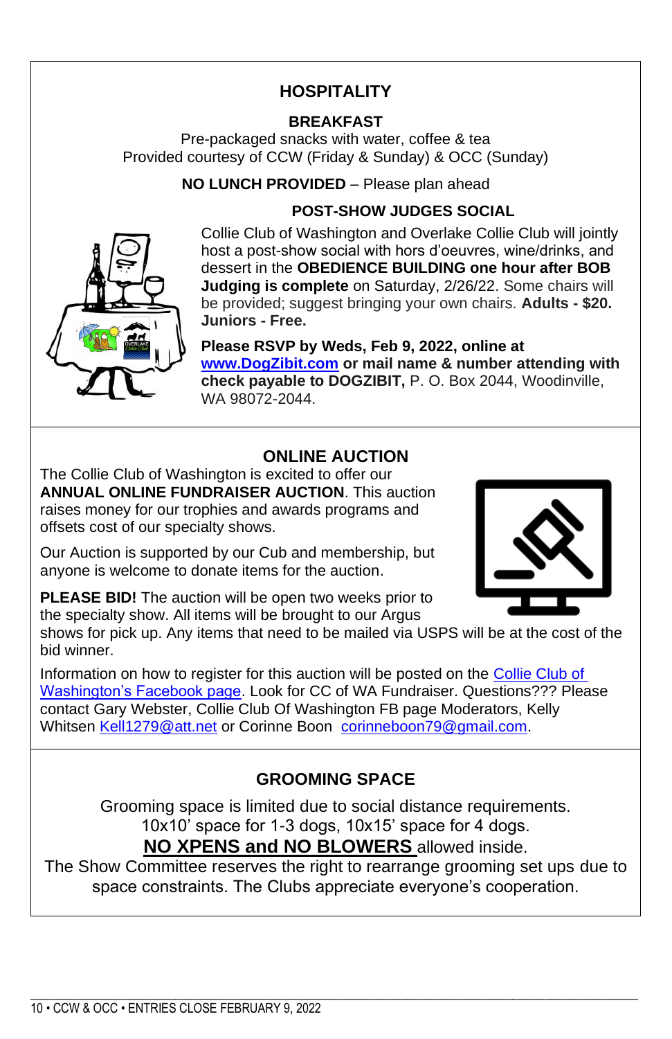## HOSPITALITY

### BREAKFAST

Pre-packaged snacks with water, coffee & tea
Provided courtesy of CCW (Friday & Sunday) & OCC (Sunday)

**NO LUNCH PROVIDED** – Please plan ahead

### POST-SHOW JUDGES SOCIAL

Collie Club of Washington and Overlake Collie Club will jointly host a post-show social with hors d'oeuvres, wine/drinks, and dessert in the **OBEDIENCE BUILDING one hour after BOB Judging is complete** on Saturday, 2/26/22. Some chairs will be provided; suggest bringing your own chairs. **Adults - $20. Juniors - Free.**

**Please RSVP by Weds, Feb 9, 2022, online at www.DogZibit.com or mail name & number attending with check payable to DOGZIBIT,** P. O. Box 2044, Woodinville, WA 98072-2044.

## ONLINE AUCTION

The Collie Club of Washington is excited to offer our **ANNUAL ONLINE FUNDRAISER AUCTION**. This auction raises money for our trophies and awards programs and offsets cost of our specialty shows.

Our Auction is supported by our Cub and membership, but anyone is welcome to donate items for the auction.

**PLEASE BID!** The auction will be open two weeks prior to the specialty show. All items will be brought to our Argus shows for pick up. Any items that need to be mailed via USPS will be at the cost of the bid winner.

Information on how to register for this auction will be posted on the Collie Club of Washington's Facebook page. Look for CC of WA Fundraiser. Questions??? Please contact Gary Webster, Collie Club Of Washington FB page Moderators, Kelly Whitsen Kell1279@att.net or Corinne Boon corinneboon79@gmail.com.

## GROOMING SPACE

Grooming space is limited due to social distance requirements.
10x10' space for 1-3 dogs, 10x15' space for 4 dogs.
**NO XPENS and NO BLOWERS** allowed inside.
The Show Committee reserves the right to rearrange grooming set ups due to space constraints. The Clubs appreciate everyone's cooperation.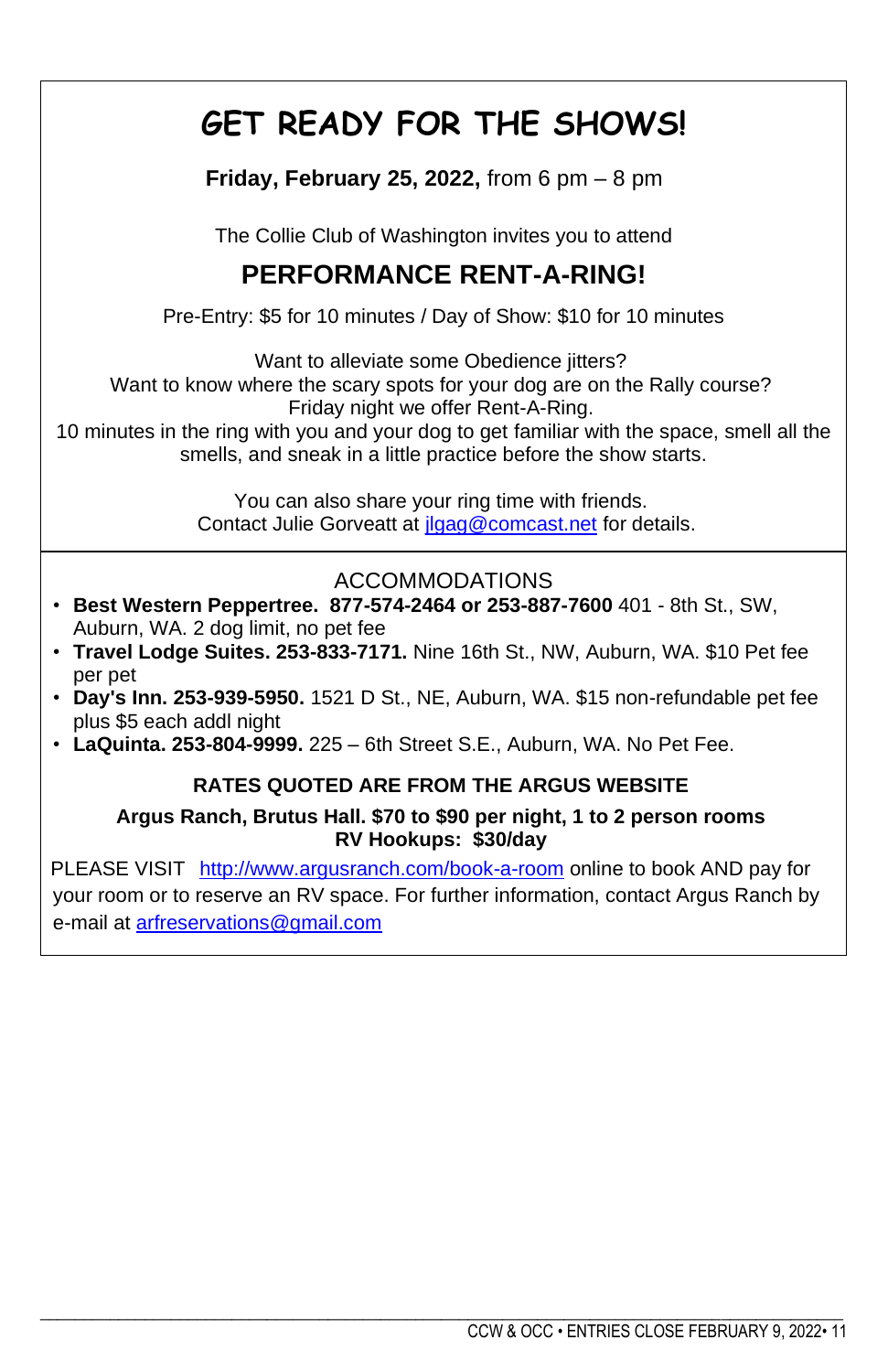# GET READY FOR THE SHOWS!

**Friday, February 25, 2022,** from 6 pm – 8 pm

The Collie Club of Washington invites you to attend

## PERFORMANCE RENT-A-RING!

Pre-Entry: $5 for 10 minutes / Day of Show: $10 for 10 minutes

Want to alleviate some Obedience jitters?
Want to know where the scary spots for your dog are on the Rally course?
Friday night we offer Rent-A-Ring.
10 minutes in the ring with you and your dog to get familiar with the space, smell all the smells, and sneak in a little practice before the show starts.

You can also share your ring time with friends.
Contact Julie Gorveatt at jlgag@comcast.net for details.

## ACCOMMODATIONS

- **Best Western Peppertree. 877-574-2464 or 253-887-7600** 401 - 8th St., SW, Auburn, WA. 2 dog limit, no pet fee
- **Travel Lodge Suites. 253-833-7171.** Nine 16th St., NW, Auburn, WA. $10 Pet fee per pet
- **Day's Inn. 253-939-5950.** 1521 D St., NE, Auburn, WA. $15 non-refundable pet fee plus $5 each addl night
- **LaQuinta. 253-804-9999.** 225 – 6th Street S.E., Auburn, WA. No Pet Fee.

**RATES QUOTED ARE FROM THE ARGUS WEBSITE**

**Argus Ranch, Brutus Hall. $70 to $90 per night, 1 to 2 person rooms**
**RV Hookups: $30/day**

PLEASE VISIT http://www.argusranch.com/book-a-room online to book AND pay for your room or to reserve an RV space. For further information, contact Argus Ranch by e-mail at arfreservations@gmail.com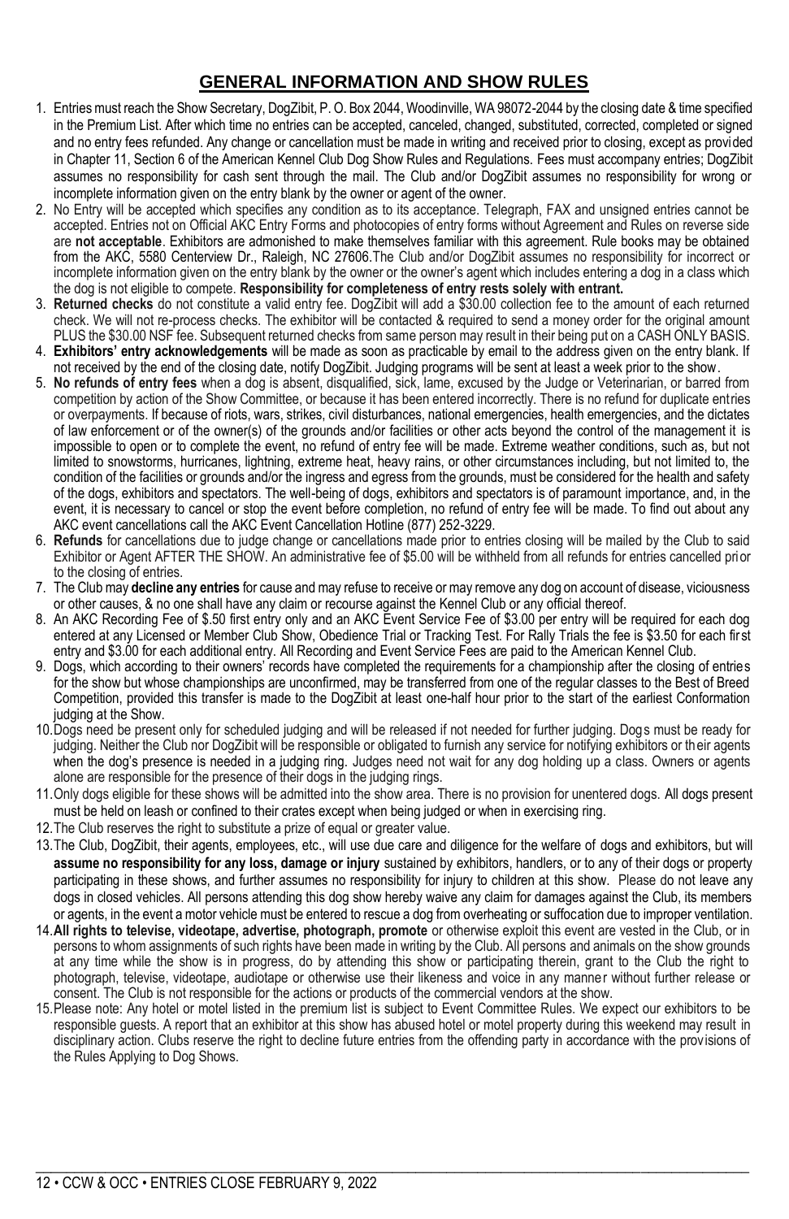## GENERAL INFORMATION AND SHOW RULES

1. Entries must reach the Show Secretary, DogZibit, P. O. Box 2044, Woodinville, WA 98072-2044 by the closing date & time specified in the Premium List. After which time no entries can be accepted, canceled, changed, substituted, corrected, completed or signed and no entry fees refunded. Any change or cancellation must be made in writing and received prior to closing, except as provided in Chapter 11, Section 6 of the American Kennel Club Dog Show Rules and Regulations. Fees must accompany entries; DogZibit assumes no responsibility for cash sent through the mail. The Club and/or DogZibit assumes no responsibility for wrong or incomplete information given on the entry blank by the owner or agent of the owner.
2. No Entry will be accepted which specifies any condition as to its acceptance. Telegraph, FAX and unsigned entries cannot be accepted. Entries not on Official AKC Entry Forms and photocopies of entry forms without Agreement and Rules on reverse side are **not acceptable**. Exhibitors are admonished to make themselves familiar with this agreement. Rule books may be obtained from the AKC, 5580 Centerview Dr., Raleigh, NC 27606.The Club and/or DogZibit assumes no responsibility for incorrect or incomplete information given on the entry blank by the owner or the owner's agent which includes entering a dog in a class which the dog is not eligible to compete. **Responsibility for completeness of entry rests solely with entrant.**
3. **Returned checks** do not constitute a valid entry fee. DogZibit will add a $30.00 collection fee to the amount of each returned check. We will not re-process checks. The exhibitor will be contacted & required to send a money order for the original amount PLUS the $30.00 NSF fee. Subsequent returned checks from same person may result in their being put on a CASH ONLY BASIS.
4. **Exhibitors' entry acknowledgements** will be made as soon as practicable by email to the address given on the entry blank. If not received by the end of the closing date, notify DogZibit. Judging programs will be sent at least a week prior to the show.
5. **No refunds of entry fees** when a dog is absent, disqualified, sick, lame, excused by the Judge or Veterinarian, or barred from competition by action of the Show Committee, or because it has been entered incorrectly. There is no refund for duplicate entries or overpayments. If because of riots, wars, strikes, civil disturbances, national emergencies, health emergencies, and the dictates of law enforcement or of the owner(s) of the grounds and/or facilities or other acts beyond the control of the management it is impossible to open or to complete the event, no refund of entry fee will be made. Extreme weather conditions, such as, but not limited to snowstorms, hurricanes, lightning, extreme heat, heavy rains, or other circumstances including, but not limited to, the condition of the facilities or grounds and/or the ingress and egress from the grounds, must be considered for the health and safety of the dogs, exhibitors and spectators. The well-being of dogs, exhibitors and spectators is of paramount importance, and, in the event, it is necessary to cancel or stop the event before completion, no refund of entry fee will be made. To find out about any AKC event cancellations call the AKC Event Cancellation Hotline (877) 252-3229.
6. **Refunds** for cancellations due to judge change or cancellations made prior to entries closing will be mailed by the Club to said Exhibitor or Agent AFTER THE SHOW. An administrative fee of $5.00 will be withheld from all refunds for entries cancelled prior to the closing of entries.
7. The Club may **decline any entries** for cause and may refuse to receive or may remove any dog on account of disease, viciousness or other causes, & no one shall have any claim or recourse against the Kennel Club or any official thereof.
8. An AKC Recording Fee of $.50 first entry only and an AKC Event Service Fee of $3.00 per entry will be required for each dog entered at any Licensed or Member Club Show, Obedience Trial or Tracking Test. For Rally Trials the fee is $3.50 for each first entry and $3.00 for each additional entry. All Recording and Event Service Fees are paid to the American Kennel Club.
9. Dogs, which according to their owners' records have completed the requirements for a championship after the closing of entries for the show but whose championships are unconfirmed, may be transferred from one of the regular classes to the Best of Breed Competition, provided this transfer is made to the DogZibit at least one-half hour prior to the start of the earliest Conformation judging at the Show.
10. Dogs need be present only for scheduled judging and will be released if not needed for further judging. Dogs must be ready for judging. Neither the Club nor DogZibit will be responsible or obligated to furnish any service for notifying exhibitors or their agents when the dog's presence is needed in a judging ring. Judges need not wait for any dog holding up a class. Owners or agents alone are responsible for the presence of their dogs in the judging rings.
11. Only dogs eligible for these shows will be admitted into the show area. There is no provision for unentered dogs. All dogs present must be held on leash or confined to their crates except when being judged or when in exercising ring.
12. The Club reserves the right to substitute a prize of equal or greater value.
13. The Club, DogZibit, their agents, employees, etc., will use due care and diligence for the welfare of dogs and exhibitors, but will **assume no responsibility for any loss, damage or injury** sustained by exhibitors, handlers, or to any of their dogs or property participating in these shows, and further assumes no responsibility for injury to children at this show. Please do not leave any dogs in closed vehicles. All persons attending this dog show hereby waive any claim for damages against the Club, its members or agents, in the event a motor vehicle must be entered to rescue a dog from overheating or suffocation due to improper ventilation.
14. **All rights to televise, videotape, advertise, photograph, promote** or otherwise exploit this event are vested in the Club, or in persons to whom assignments of such rights have been made in writing by the Club. All persons and animals on the show grounds at any time while the show is in progress, do by attending this show or participating therein, grant to the Club the right to photograph, televise, videotape, audiotape or otherwise use their likeness and voice in any manner without further release or consent. The Club is not responsible for the actions or products of the commercial vendors at the show.
15. Please note: Any hotel or motel listed in the premium list is subject to Event Committee Rules. We expect our exhibitors to be responsible guests. A report that an exhibitor at this show has abused hotel or motel property during this weekend may result in disciplinary action. Clubs reserve the right to decline future entries from the offending party in accordance with the provisions of the Rules Applying to Dog Shows.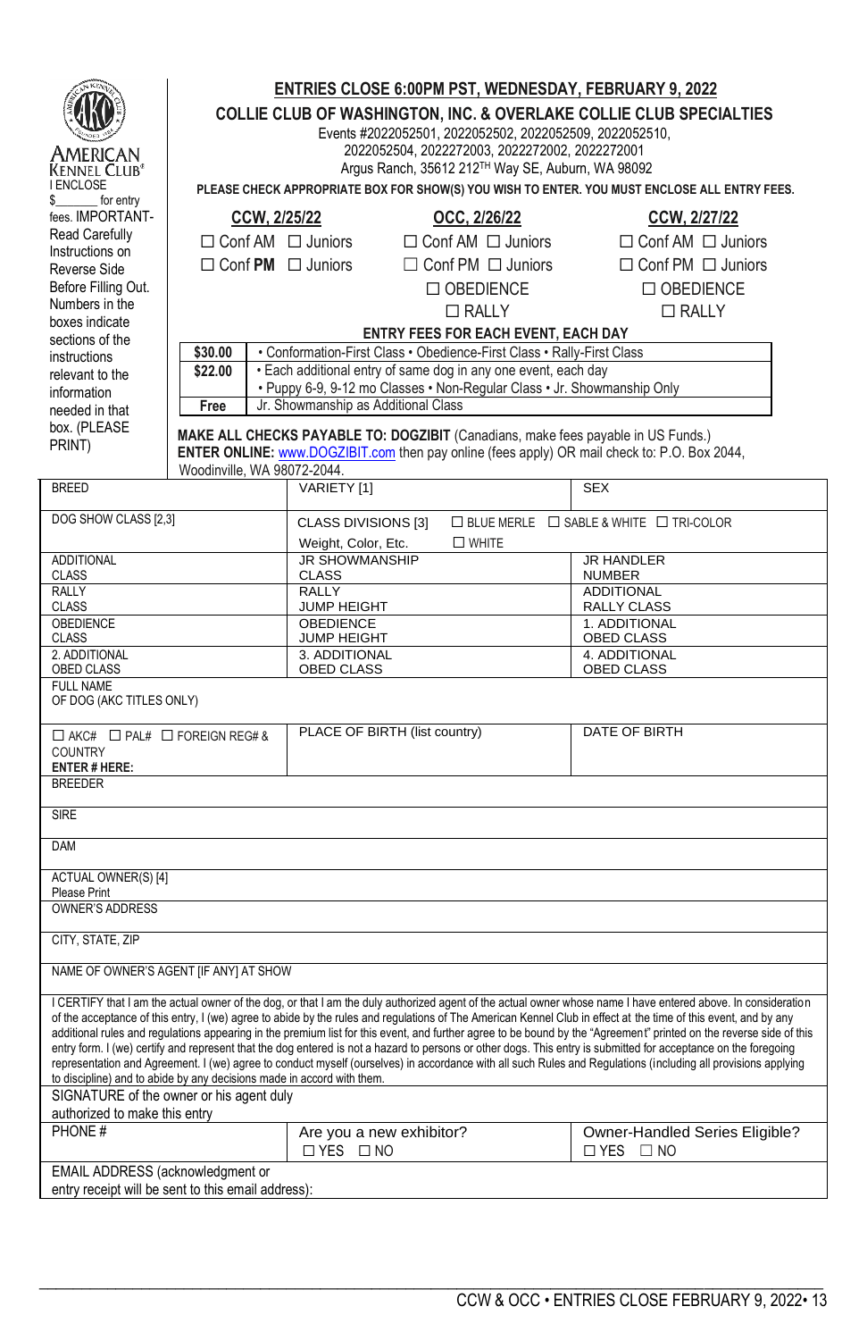AMERICAN KENNEL CLUB®

I ENCLOSE $_______ for entry fees. IMPORTANT- Read Carefully Instructions on Reverse Side Before Filling Out. Numbers in the boxes indicate sections of the instructions relevant to the information needed in that box. (PLEASE PRINT)

## ENTRIES CLOSE 6:00PM PST, WEDNESDAY, FEBRUARY 9, 2022

### COLLIE CLUB OF WASHINGTON, INC. & OVERLAKE COLLIE CLUB SPECIALTIES

Events #2022052501, 2022052502, 2022052509, 2022052510, 2022052504, 2022272003, 2022272002, 2022272001

Argus Ranch, 35612 212TH Way SE, Auburn, WA 98092

**PLEASE CHECK APPROPRIATE BOX FOR SHOW(S) YOU WISH TO ENTER. YOU MUST ENCLOSE ALL ENTRY FEES.**

| CCW, 2/25/22 | OCC, 2/26/22 | CCW, 2/27/22 |
|---|---|---|
| ☐ Conf AM ☐ Juniors | ☐ Conf AM ☐ Juniors | ☐ Conf AM ☐ Juniors |
| ☐ Conf **PM** ☐ Juniors | ☐ Conf PM ☐ Juniors | ☐ Conf PM ☐ Juniors |
| | ☐ OBEDIENCE | ☐ OBEDIENCE |
| | ☐ RALLY | ☐ RALLY |

**ENTRY FEES FOR EACH EVENT, EACH DAY**

| Fee | Description |
|---|---|
| $30.00 | • Conformation-First Class • Obedience-First Class • Rally-First Class |
| $22.00 | • Each additional entry of same dog in any one event, each day<br>• Puppy 6-9, 9-12 mo Classes • Non-Regular Class • Jr. Showmanship Only |
| Free | Jr. Showmanship as Additional Class |

**MAKE ALL CHECKS PAYABLE TO: DOGZIBIT** (Canadians, make fees payable in US Funds.)
**ENTER ONLINE:** www.DOGZIBIT.com then pay online (fees apply) OR mail check to: P.O. Box 2044, Woodinville, WA 98072-2044.

| | | |
|---|---|---|
| BREED | VARIETY [1] | SEX |
| DOG SHOW CLASS [2,3] | CLASS DIVISIONS [3] Weight, Color, Etc. ☐ BLUE MERLE ☐ SABLE & WHITE ☐ TRI-COLOR ☐ WHITE | |
| ADDITIONAL CLASS | JR SHOWMANSHIP CLASS | JR HANDLER NUMBER |
| RALLY CLASS | RALLY JUMP HEIGHT | ADDITIONAL RALLY CLASS |
| OBEDIENCE CLASS | OBEDIENCE JUMP HEIGHT | 1. ADDITIONAL OBED CLASS |
| 2. ADDITIONAL OBED CLASS | 3. ADDITIONAL OBED CLASS | 4. ADDITIONAL OBED CLASS |
| FULL NAME OF DOG (AKC TITLES ONLY) | | |
| ☐ AKC# ☐ PAL# ☐ FOREIGN REG# & COUNTRY **ENTER # HERE:** | PLACE OF BIRTH (list country) | DATE OF BIRTH |
| BREEDER | | |
| SIRE | | |
| DAM | | |
| ACTUAL OWNER(S) [4] Please Print | | |
| OWNER'S ADDRESS | | |
| CITY, STATE, ZIP | | |
| NAME OF OWNER'S AGENT [IF ANY] AT SHOW | | |

I CERTIFY that I am the actual owner of the dog, or that I am the duly authorized agent of the actual owner whose name I have entered above. In consideration of the acceptance of this entry, I (we) agree to abide by the rules and regulations of The American Kennel Club in effect at the time of this event, and by any additional rules and regulations appearing in the premium list for this event, and further agree to be bound by the "Agreement" printed on the reverse side of this entry form. I (we) certify and represent that the dog entered is not a hazard to persons or other dogs. This entry is submitted for acceptance on the foregoing representation and Agreement. I (we) agree to conduct myself (ourselves) in accordance with all such Rules and Regulations (including all provisions applying to discipline) and to abide by any decisions made in accord with them.

| | | |
|---|---|---|
| SIGNATURE of the owner or his agent duly authorized to make this entry | | |
| PHONE # | Are you a new exhibitor? ☐ YES ☐ NO | Owner-Handled Series Eligible? ☐ YES ☐ NO |
| EMAIL ADDRESS (acknowledgment or entry receipt will be sent to this email address): | | |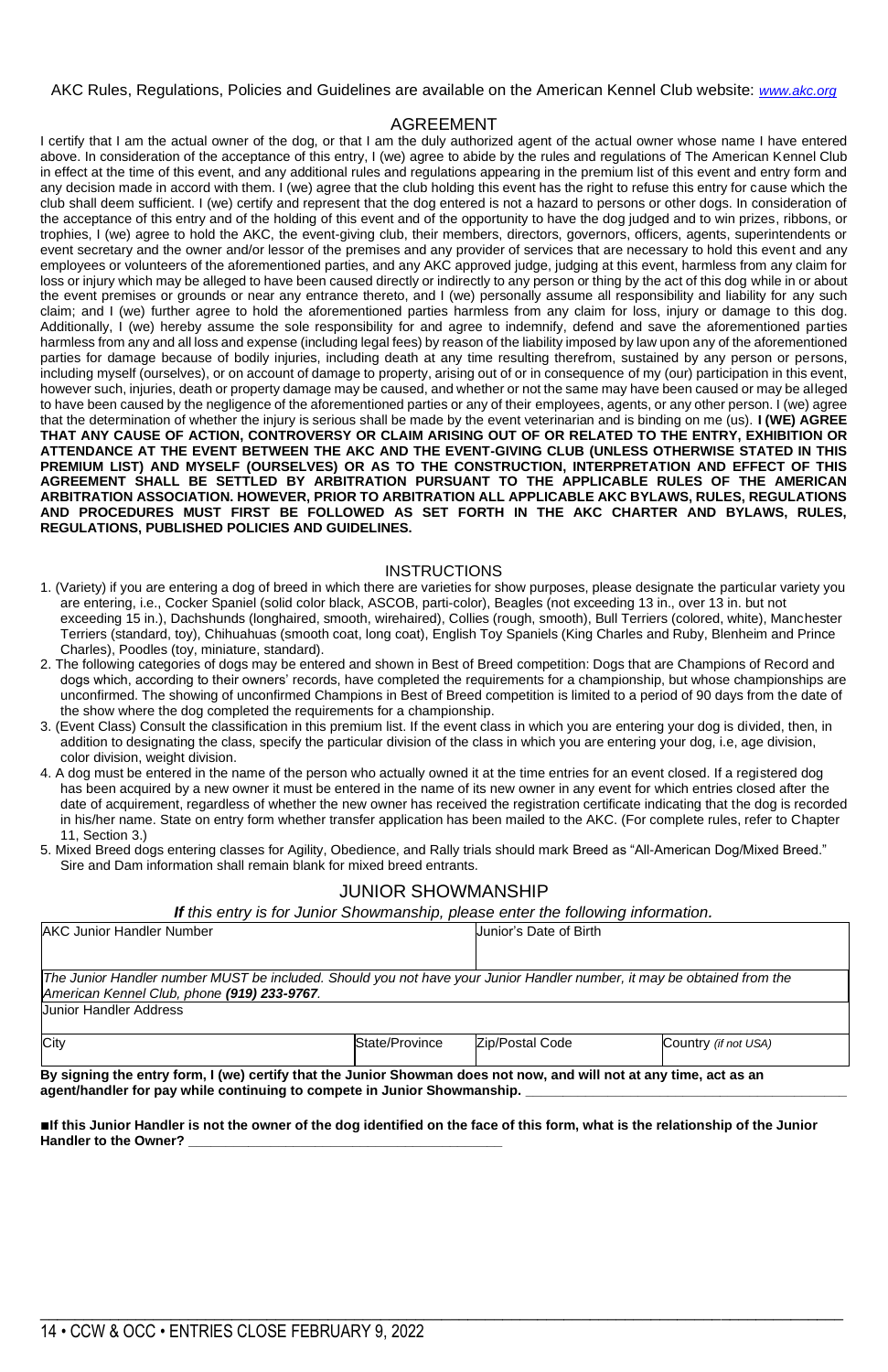AKC Rules, Regulations, Policies and Guidelines are available on the American Kennel Club website: *www.akc.org*

## AGREEMENT

I certify that I am the actual owner of the dog, or that I am the duly authorized agent of the actual owner whose name I have entered above. In consideration of the acceptance of this entry, I (we) agree to abide by the rules and regulations of The American Kennel Club in effect at the time of this event, and any additional rules and regulations appearing in the premium list of this event and entry form and any decision made in accord with them. I (we) agree that the club holding this event has the right to refuse this entry for cause which the club shall deem sufficient. I (we) certify and represent that the dog entered is not a hazard to persons or other dogs. In consideration of the acceptance of this entry and of the holding of this event and of the opportunity to have the dog judged and to win prizes, ribbons, or trophies, I (we) agree to hold the AKC, the event-giving club, their members, directors, governors, officers, agents, superintendents or event secretary and the owner and/or lessor of the premises and any provider of services that are necessary to hold this event and any employees or volunteers of the aforementioned parties, and any AKC approved judge, judging at this event, harmless from any claim for loss or injury which may be alleged to have been caused directly or indirectly to any person or thing by the act of this dog while in or about the event premises or grounds or near any entrance thereto, and I (we) personally assume all responsibility and liability for any such claim; and I (we) further agree to hold the aforementioned parties harmless from any claim for loss, injury or damage to this dog. Additionally, I (we) hereby assume the sole responsibility for and agree to indemnify, defend and save the aforementioned parties harmless from any and all loss and expense (including legal fees) by reason of the liability imposed by law upon any of the aforementioned parties for damage because of bodily injuries, including death at any time resulting therefrom, sustained by any person or persons, including myself (ourselves), or on account of damage to property, arising out of or in consequence of my (our) participation in this event, however such, injuries, death or property damage may be caused, and whether or not the same may have been caused or may be alleged to have been caused by the negligence of the aforementioned parties or any of their employees, agents, or any other person. I (we) agree that the determination of whether the injury is serious shall be made by the event veterinarian and is binding on me (us). **I (WE) AGREE THAT ANY CAUSE OF ACTION, CONTROVERSY OR CLAIM ARISING OUT OF OR RELATED TO THE ENTRY, EXHIBITION OR ATTENDANCE AT THE EVENT BETWEEN THE AKC AND THE EVENT-GIVING CLUB (UNLESS OTHERWISE STATED IN THIS PREMIUM LIST) AND MYSELF (OURSELVES) OR AS TO THE CONSTRUCTION, INTERPRETATION AND EFFECT OF THIS AGREEMENT SHALL BE SETTLED BY ARBITRATION PURSUANT TO THE APPLICABLE RULES OF THE AMERICAN ARBITRATION ASSOCIATION. HOWEVER, PRIOR TO ARBITRATION ALL APPLICABLE AKC BYLAWS, RULES, REGULATIONS AND PROCEDURES MUST FIRST BE FOLLOWED AS SET FORTH IN THE AKC CHARTER AND BYLAWS, RULES, REGULATIONS, PUBLISHED POLICIES AND GUIDELINES.**

## INSTRUCTIONS

1. (Variety) if you are entering a dog of breed in which there are varieties for show purposes, please designate the particular variety you are entering, i.e., Cocker Spaniel (solid color black, ASCOB, parti-color), Beagles (not exceeding 13 in., over 13 in. but not exceeding 15 in.), Dachshunds (longhaired, smooth, wirehaired), Collies (rough, smooth), Bull Terriers (colored, white), Manchester Terriers (standard, toy), Chihuahuas (smooth coat, long coat), English Toy Spaniels (King Charles and Ruby, Blenheim and Prince Charles), Poodles (toy, miniature, standard).
2. The following categories of dogs may be entered and shown in Best of Breed competition: Dogs that are Champions of Record and dogs which, according to their owners' records, have completed the requirements for a championship, but whose championships are unconfirmed. The showing of unconfirmed Champions in Best of Breed competition is limited to a period of 90 days from the date of the show where the dog completed the requirements for a championship.
3. (Event Class) Consult the classification in this premium list. If the event class in which you are entering your dog is divided, then, in addition to designating the class, specify the particular division of the class in which you are entering your dog, i.e, age division, color division, weight division.
4. A dog must be entered in the name of the person who actually owned it at the time entries for an event closed. If a registered dog has been acquired by a new owner it must be entered in the name of its new owner in any event for which entries closed after the date of acquirement, regardless of whether the new owner has received the registration certificate indicating that the dog is recorded in his/her name. State on entry form whether transfer application has been mailed to the AKC. (For complete rules, refer to Chapter 11, Section 3.)
5. Mixed Breed dogs entering classes for Agility, Obedience, and Rally trials should mark Breed as "All-American Dog/Mixed Breed." Sire and Dam information shall remain blank for mixed breed entrants.

## JUNIOR SHOWMANSHIP

***If** this entry is for Junior Showmanship, please enter the following information.*

| | | | |
|---|---|---|---|
| AKC Junior Handler Number | | Junior's Date of Birth | |
| *The Junior Handler number MUST be included. Should you not have your Junior Handler number, it may be obtained from the American Kennel Club, phone **(919) 233-9767**.* | | | |
| Junior Handler Address | | | |
| City | State/Province | Zip/Postal Code | Country *(if not USA)* |

**By signing the entry form, I (we) certify that the Junior Showman does not now, and will not at any time, act as an agent/handler for pay while continuing to compete in Junior Showmanship.** ________________________________

**■If this Junior Handler is not the owner of the dog identified on the face of this form, what is the relationship of the Junior Handler to the Owner?** ________________________________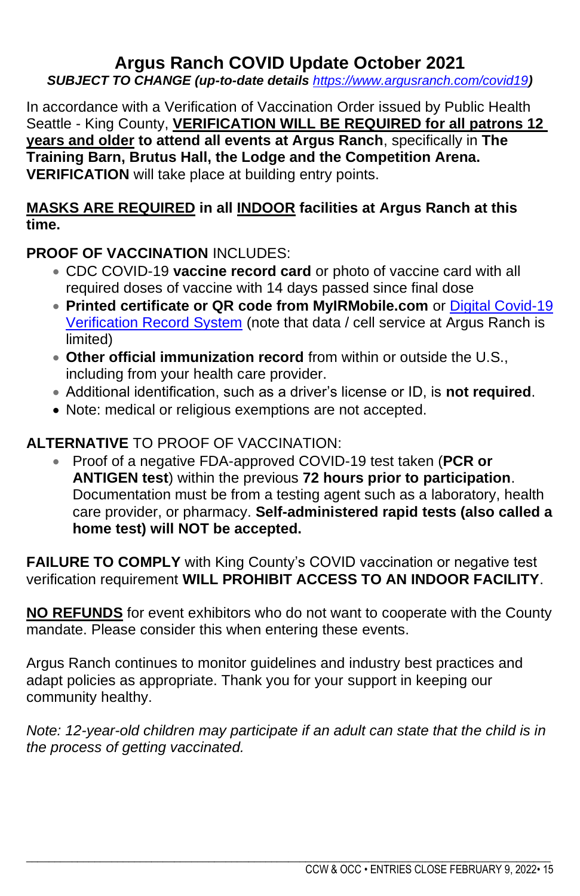# Argus Ranch COVID Update October 2021

***SUBJECT TO CHANGE (up-to-date details [https://www.argusranch.com/covid19](https://www.argusranch.com/covid19))***

In accordance with a Verification of Vaccination Order issued by Public Health Seattle - King County, **VERIFICATION WILL BE REQUIRED for all patrons 12 years and older to attend all events at Argus Ranch**, specifically in **The Training Barn, Brutus Hall, the Lodge and the Competition Arena. VERIFICATION** will take place at building entry points.

**MASKS ARE REQUIRED in all INDOOR facilities at Argus Ranch at this time.**

**PROOF OF VACCINATION** INCLUDES:

- CDC COVID-19 **vaccine record card** or photo of vaccine card with all required doses of vaccine with 14 days passed since final dose
- **Printed certificate or QR code from MyIRMobile.com** or Digital Covid-19 Verification Record System (note that data / cell service at Argus Ranch is limited)
- **Other official immunization record** from within or outside the U.S., including from your health care provider.
- Additional identification, such as a driver's license or ID, is **not required**.
- Note: medical or religious exemptions are not accepted.

**ALTERNATIVE** TO PROOF OF VACCINATION:

- Proof of a negative FDA-approved COVID-19 test taken (**PCR or ANTIGEN test**) within the previous **72 hours prior to participation**. Documentation must be from a testing agent such as a laboratory, health care provider, or pharmacy. **Self-administered rapid tests (also called a home test) will NOT be accepted.**

**FAILURE TO COMPLY** with King County's COVID vaccination or negative test verification requirement **WILL PROHIBIT ACCESS TO AN INDOOR FACILITY**.

**NO REFUNDS** for event exhibitors who do not want to cooperate with the County mandate. Please consider this when entering these events.

Argus Ranch continues to monitor guidelines and industry best practices and adapt policies as appropriate. Thank you for your support in keeping our community healthy.

*Note: 12-year-old children may participate if an adult can state that the child is in the process of getting vaccinated.*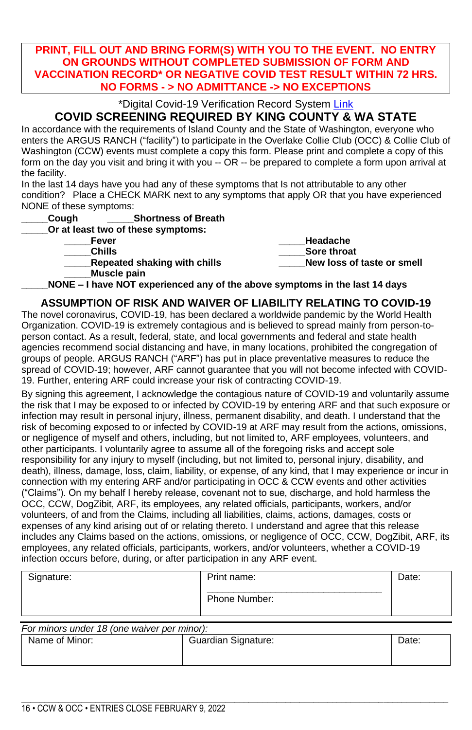**PRINT, FILL OUT AND BRING FORM(S) WITH YOU TO THE EVENT. NO ENTRY ON GROUNDS WITHOUT COMPLETED SUBMISSION OF FORM AND VACCINATION RECORD* OR NEGATIVE COVID TEST RESULT WITHIN 72 HRS. NO FORMS - > NO ADMITTANCE -> NO EXCEPTIONS**

*Digital Covid-19 Verification Record System Link

## COVID SCREENING REQUIRED BY KING COUNTY & WA STATE

In accordance with the requirements of Island County and the State of Washington, everyone who enters the ARGUS RANCH ("facility") to participate in the Overlake Collie Club (OCC) & Collie Club of Washington (CCW) events must complete a copy this form. Please print and complete a copy of this form on the day you visit and bring it with you -- OR -- be prepared to complete a form upon arrival at the facility.

In the last 14 days have you had any of these symptoms that Is not attributable to any other condition? Place a CHECK MARK next to any symptoms that apply OR that you have experienced NONE of these symptoms:

_____**Cough** _____**Shortness of Breath**

_____**Or at least two of these symptoms:**

- _____**Fever**
- _____**Chills**
- _____**Repeated shaking with chills**
- _____**Muscle pain**
- _____**Headache**
- _____**Sore throat**
- _____**New loss of taste or smell**

_____**NONE – I have NOT experienced any of the above symptoms in the last 14 days**

## ASSUMPTION OF RISK AND WAIVER OF LIABILITY RELATING TO COVID-19

The novel coronavirus, COVID-19, has been declared a worldwide pandemic by the World Health Organization. COVID-19 is extremely contagious and is believed to spread mainly from person-to-person contact. As a result, federal, state, and local governments and federal and state health agencies recommend social distancing and have, in many locations, prohibited the congregation of groups of people. ARGUS RANCH ("ARF") has put in place preventative measures to reduce the spread of COVID-19; however, ARF cannot guarantee that you will not become infected with COVID-19. Further, entering ARF could increase your risk of contracting COVID-19.

By signing this agreement, I acknowledge the contagious nature of COVID-19 and voluntarily assume the risk that I may be exposed to or infected by COVID-19 by entering ARF and that such exposure or infection may result in personal injury, illness, permanent disability, and death. I understand that the risk of becoming exposed to or infected by COVID-19 at ARF may result from the actions, omissions, or negligence of myself and others, including, but not limited to, ARF employees, volunteers, and other participants. I voluntarily agree to assume all of the foregoing risks and accept sole responsibility for any injury to myself (including, but not limited to, personal injury, disability, and death), illness, damage, loss, claim, liability, or expense, of any kind, that I may experience or incur in connection with my entering ARF and/or participating in OCC & CCW events and other activities ("Claims"). On my behalf I hereby release, covenant not to sue, discharge, and hold harmless the OCC, CCW, DogZibit, ARF, its employees, any related officials, participants, workers, and/or volunteers, of and from the Claims, including all liabilities, claims, actions, damages, costs or expenses of any kind arising out of or relating thereto. I understand and agree that this release includes any Claims based on the actions, omissions, or negligence of OCC, CCW, DogZibit, ARF, its employees, any related officials, participants, workers, and/or volunteers, whether a COVID-19 infection occurs before, during, or after participation in any ARF event.

| Signature: | Print name: ______________________ Phone Number: | Date: |
|---|---|---|

*For minors under 18 (one waiver per minor):*

| Name of Minor: | Guardian Signature: | Date: |
|---|---|---|